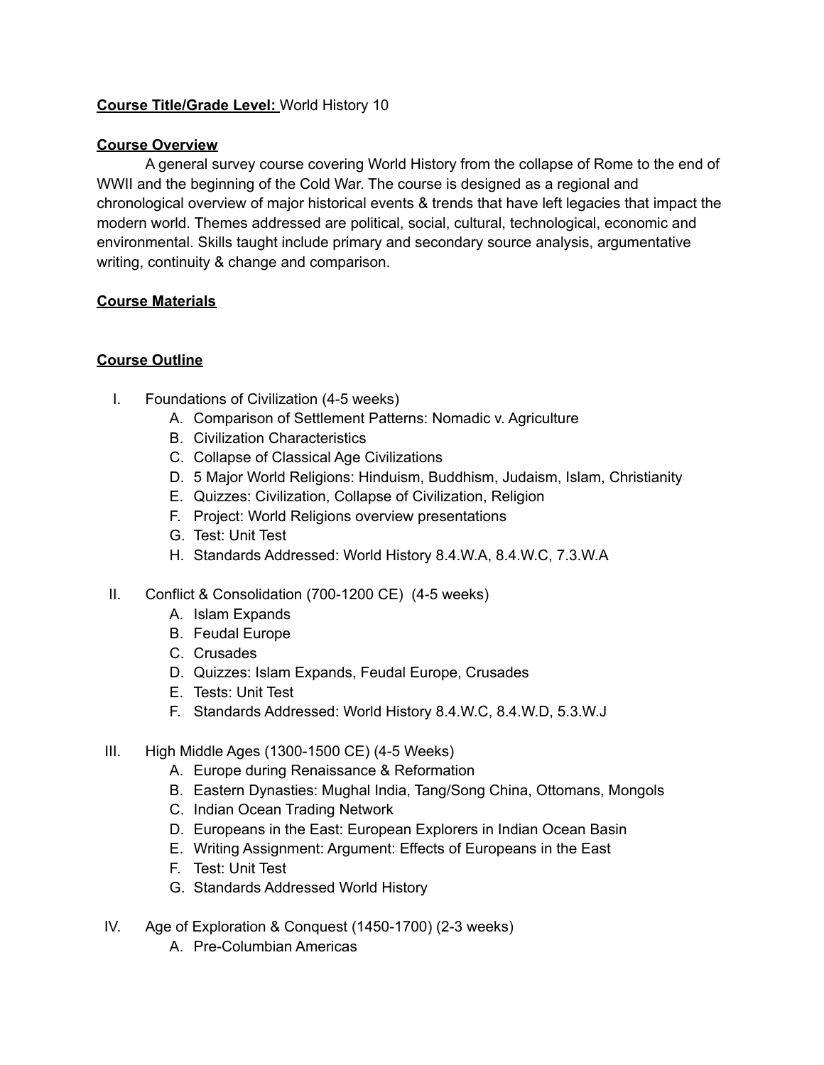**Course Title/Grade Level:** World History 10

**Course Overview**

A general survey course covering World History from the collapse of Rome to the end of WWII and the beginning of the Cold War. The course is designed as a regional and chronological overview of major historical events & trends that have left legacies that impact the modern world. Themes addressed are political, social, cultural, technological, economic and environmental. Skills taught include primary and secondary source analysis, argumentative writing, continuity & change and comparison.

**Course Materials**

**Course Outline**

I. Foundations of Civilization (4-5 weeks)
   A. Comparison of Settlement Patterns: Nomadic v. Agriculture
   B. Civilization Characteristics
   C. Collapse of Classical Age Civilizations
   D. 5 Major World Religions: Hinduism, Buddhism, Judaism, Islam, Christianity
   E. Quizzes: Civilization, Collapse of Civilization, Religion
   F. Project: World Religions overview presentations
   G. Test: Unit Test
   H. Standards Addressed: World History 8.4.W.A, 8.4.W.C, 7.3.W.A

II. Conflict & Consolidation (700-1200 CE) (4-5 weeks)
   A. Islam Expands
   B. Feudal Europe
   C. Crusades
   D. Quizzes: Islam Expands, Feudal Europe, Crusades
   E. Tests: Unit Test
   F. Standards Addressed: World History 8.4.W.C, 8.4.W.D, 5.3.W.J

III. High Middle Ages (1300-1500 CE) (4-5 Weeks)
   A. Europe during Renaissance & Reformation
   B. Eastern Dynasties: Mughal India, Tang/Song China, Ottomans, Mongols
   C. Indian Ocean Trading Network
   D. Europeans in the East: European Explorers in Indian Ocean Basin
   E. Writing Assignment: Argument: Effects of Europeans in the East
   F. Test: Unit Test
   G. Standards Addressed World History

IV. Age of Exploration & Conquest (1450-1700) (2-3 weeks)
   A. Pre-Columbian Americas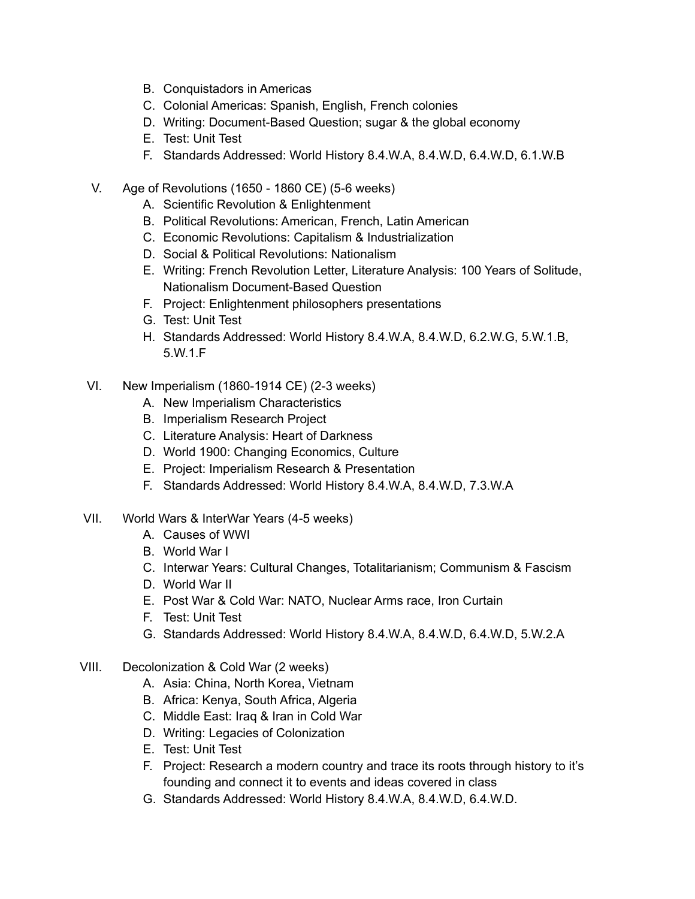B. Conquistadors in Americas
C. Colonial Americas: Spanish, English, French colonies
D. Writing: Document-Based Question; sugar & the global economy
E. Test: Unit Test
F. Standards Addressed: World History 8.4.W.A, 8.4.W.D, 6.4.W.D, 6.1.W.B

V. Age of Revolutions (1650 - 1860 CE) (5-6 weeks)
   A. Scientific Revolution & Enlightenment
   B. Political Revolutions: American, French, Latin American
   C. Economic Revolutions: Capitalism & Industrialization
   D. Social & Political Revolutions: Nationalism
   E. Writing: French Revolution Letter, Literature Analysis: 100 Years of Solitude, Nationalism Document-Based Question
   F. Project: Enlightenment philosophers presentations
   G. Test: Unit Test
   H. Standards Addressed: World History 8.4.W.A, 8.4.W.D, 6.2.W.G, 5.W.1.B, 5.W.1.F

VI. New Imperialism (1860-1914 CE) (2-3 weeks)
   A. New Imperialism Characteristics
   B. Imperialism Research Project
   C. Literature Analysis: Heart of Darkness
   D. World 1900: Changing Economics, Culture
   E. Project: Imperialism Research & Presentation
   F. Standards Addressed: World History 8.4.W.A, 8.4.W.D, 7.3.W.A

VII. World Wars & InterWar Years (4-5 weeks)
   A. Causes of WWI
   B. World War I
   C. Interwar Years: Cultural Changes, Totalitarianism; Communism & Fascism
   D. World War II
   E. Post War & Cold War: NATO, Nuclear Arms race, Iron Curtain
   F. Test: Unit Test
   G. Standards Addressed: World History 8.4.W.A, 8.4.W.D, 6.4.W.D, 5.W.2.A

VIII. Decolonization & Cold War (2 weeks)
   A. Asia: China, North Korea, Vietnam
   B. Africa: Kenya, South Africa, Algeria
   C. Middle East: Iraq & Iran in Cold War
   D. Writing: Legacies of Colonization
   E. Test: Unit Test
   F. Project: Research a modern country and trace its roots through history to it's founding and connect it to events and ideas covered in class
   G. Standards Addressed: World History 8.4.W.A, 8.4.W.D, 6.4.W.D.